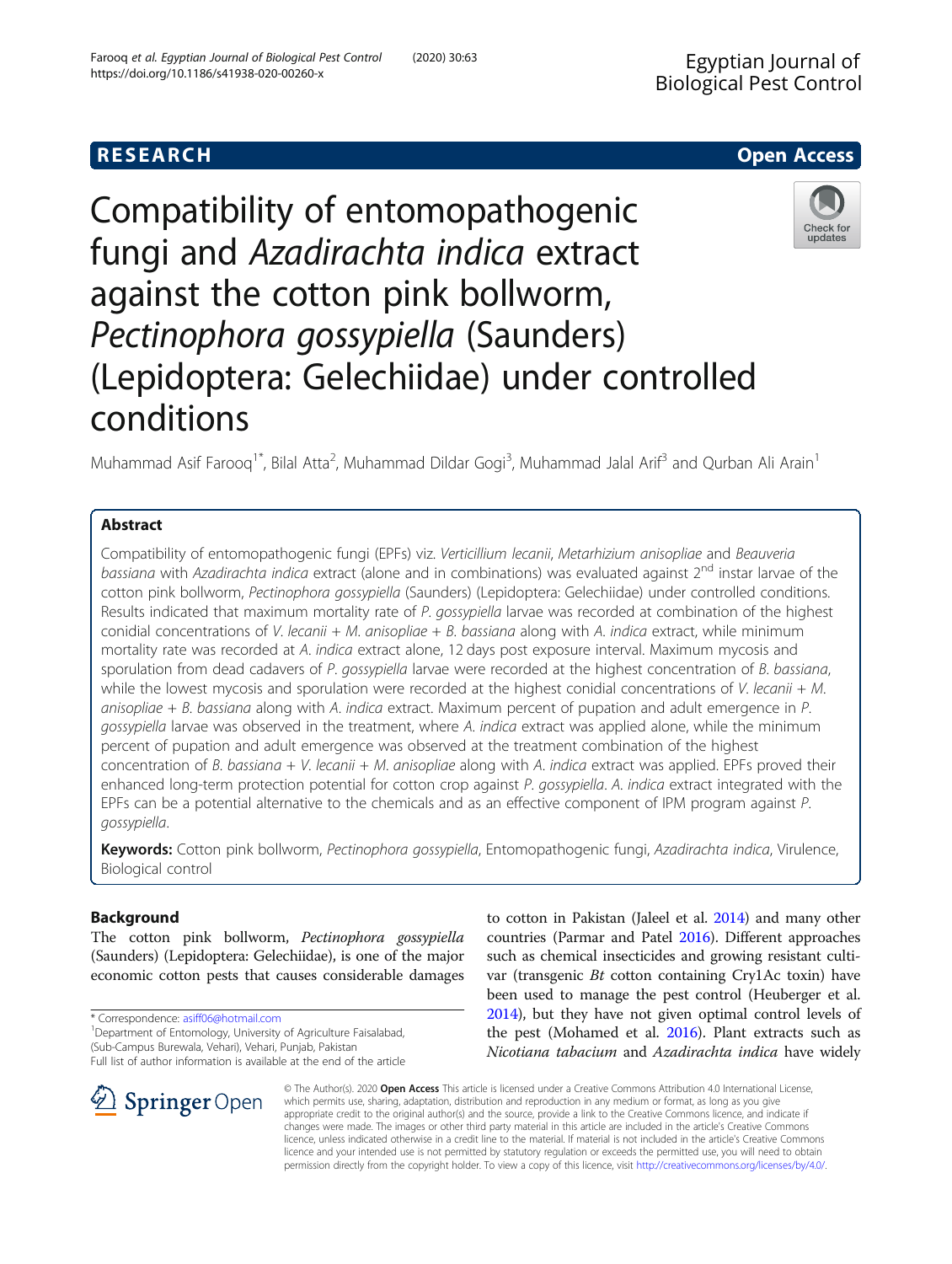RESEARCH

Open Access

# Compatibility of entomopathogenic fungi and *Azadirachta indica* extract against the cotton pink bollworm, *Pectinophora gossypiella* (Saunders) (Lepidoptera: Gelechiidae) under controlled conditions

Muhammad Asif Farooq[1*], Bilal Atta[2], Muhammad Dildar Gogi[3], Muhammad Jalal Arif[3] and Qurban Ali Arain[1]

## Abstract

Compatibility of entomopathogenic fungi (EPFs) viz. *Verticillium lecanii*, *Metarhizium anisopliae* and *Beauveria bassiana* with *Azadirachta indica* extract (alone and in combinations) was evaluated against 2nd instar larvae of the cotton pink bollworm, *Pectinophora gossypiella* (Saunders) (Lepidoptera: Gelechiidae) under controlled conditions. Results indicated that maximum mortality rate of *P. gossypiella* larvae was recorded at combination of the highest conidial concentrations of *V. lecanii* + *M. anisopliae* + *B. bassiana* along with *A. indica* extract, while minimum mortality rate was recorded at *A. indica* extract alone, 12 days post exposure interval. Maximum mycosis and sporulation from dead cadavers of *P. gossypiella* larvae were recorded at the highest concentration of *B. bassiana*, while the lowest mycosis and sporulation were recorded at the highest conidial concentrations of *V. lecanii* + *M. anisopliae* + *B. bassiana* along with *A. indica* extract. Maximum percent of pupation and adult emergence in *P. gossypiella* larvae was observed in the treatment, where *A. indica* extract was applied alone, while the minimum percent of pupation and adult emergence was observed at the treatment combination of the highest concentration of *B. bassiana* + *V. lecanii* + *M. anisopliae* along with *A. indica* extract was applied. EPFs proved their enhanced long-term protection potential for cotton crop against *P. gossypiella*. *A. indica* extract integrated with the EPFs can be a potential alternative to the chemicals and as an effective component of IPM program against *P. gossypiella*.

**Keywords:** Cotton pink bollworm, *Pectinophora gossypiella*, Entomopathogenic fungi, *Azadirachta indica*, Virulence, Biological control

## Background

The cotton pink bollworm, *Pectinophora gossypiella* (Saunders) (Lepidoptera: Gelechiidae), is one of the major economic cotton pests that causes considerable damages to cotton in Pakistan (Jaleel et al. 2014) and many other countries (Parmar and Patel 2016). Different approaches such as chemical insecticides and growing resistant cultivar (transgenic *Bt* cotton containing Cry1Ac toxin) have been used to manage the pest control (Heuberger et al. 2014), but they have not given optimal control levels of the pest (Mohamed et al. 2016). Plant extracts such as *Nicotiana tabacium* and *Azadirachta indica* have widely

* Correspondence: asiff06@hotmail.com
[1]Department of Entomology, University of Agriculture Faisalabad, (Sub-Campus Burewala, Vehari), Vehari, Punjab, Pakistan
Full list of author information is available at the end of the article

© The Author(s). 2020 **Open Access** This article is licensed under a Creative Commons Attribution 4.0 International License, which permits use, sharing, adaptation, distribution and reproduction in any medium or format, as long as you give appropriate credit to the original author(s) and the source, provide a link to the Creative Commons licence, and indicate if changes were made. The images or other third party material in this article are included in the article's Creative Commons licence, unless indicated otherwise in a credit line to the material. If material is not included in the article's Creative Commons licence and your intended use is not permitted by statutory regulation or exceeds the permitted use, you will need to obtain permission directly from the copyright holder. To view a copy of this licence, visit http://creativecommons.org/licenses/by/4.0/.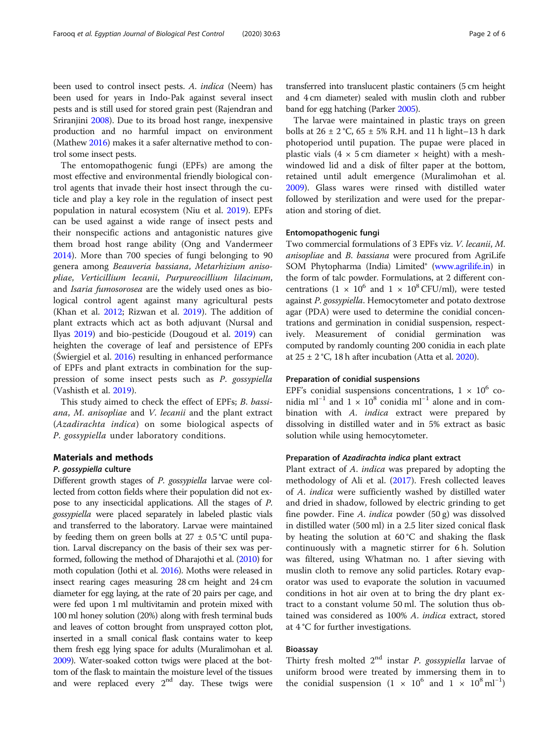been used to control insect pests. *A. indica* (Neem) has been used for years in Indo-Pak against several insect pests and is still used for stored grain pest (Rajendran and Sriranjini 2008). Due to its broad host range, inexpensive production and no harmful impact on environment (Mathew 2016) makes it a safer alternative method to control some insect pests.

The entomopathogenic fungi (EPFs) are among the most effective and environmental friendly biological control agents that invade their host insect through the cuticle and play a key role in the regulation of insect pest population in natural ecosystem (Niu et al. 2019). EPFs can be used against a wide range of insect pests and their nonspecific actions and antagonistic natures give them broad host range ability (Ong and Vandermeer 2014). More than 700 species of fungi belonging to 90 genera among *Beauveria bassiana*, *Metarhizium anisopliae*, *Verticillium lecanii*, *Purpureocillium lilacinum*, and *Isaria fumosorosea* are the widely used ones as biological control agent against many agricultural pests (Khan et al. 2012; Rizwan et al. 2019). The addition of plant extracts which act as both adjuvant (Nursal and Ilyas 2019) and bio-pesticide (Dougoud et al. 2019) can heighten the coverage of leaf and persistence of EPFs (Świergiel et al. 2016) resulting in enhanced performance of EPFs and plant extracts in combination for the suppression of some insect pests such as *P. gossypiella* (Vashisth et al. 2019).

This study aimed to check the effect of EPFs; *B. bassiana*, *M. anisopliae* and *V. lecanii* and the plant extract (*Azadirachta indica*) on some biological aspects of *P. gossypiella* under laboratory conditions.

## Materials and methods

### *P. gossypiella* culture

Different growth stages of *P. gossypiella* larvae were collected from cotton fields where their population did not expose to any insecticidal applications. All the stages of *P. gossypiella* were placed separately in labeled plastic vials and transferred to the laboratory. Larvae were maintained by feeding them on green bolls at 27 ± 0.5 °C until pupation. Larval discrepancy on the basis of their sex was performed, following the method of Dharajothi et al. (2010) for moth copulation (Jothi et al. 2016). Moths were released in insect rearing cages measuring 28 cm height and 24 cm diameter for egg laying, at the rate of 20 pairs per cage, and were fed upon 1 ml multivitamin and protein mixed with 100 ml honey solution (20%) along with fresh terminal buds and leaves of cotton brought from unsprayed cotton plot, inserted in a small conical flask contains water to keep them fresh egg lying space for adults (Muralimohan et al. 2009). Water-soaked cotton twigs were placed at the bottom of the flask to maintain the moisture level of the tissues and were replaced every 2nd day. These twigs were transferred into translucent plastic containers (5 cm height and 4 cm diameter) sealed with muslin cloth and rubber band for egg hatching (Parker 2005).

The larvae were maintained in plastic trays on green bolls at 26 ± 2 °C, 65 ± 5% R.H. and 11 h light–13 h dark photoperiod until pupation. The pupae were placed in plastic vials (4 × 5 cm diameter × height) with a mesh-windowed lid and a disk of filter paper at the bottom, retained until adult emergence (Muralimohan et al. 2009). Glass wares were rinsed with distilled water followed by sterilization and were used for the preparation and storing of diet.

### Entomopathogenic fungi

Two commercial formulations of 3 EPFs viz. *V. lecanii*, *M. anisopliae* and *B. bassiana* were procured from AgriLife SOM Phytopharma (India) Limited® (www.agrilife.in) in the form of talc powder. Formulations, at 2 different concentrations ($1 \times 10^6$ and $1 \times 10^8$ CFU/ml), were tested against *P. gossypiella*. Hemocytometer and potato dextrose agar (PDA) were used to determine the conidial concentrations and germination in conidial suspension, respectively. Measurement of conidial germination was computed by randomly counting 200 conidia in each plate at 25 ± 2 °C, 18 h after incubation (Atta et al. 2020).

### Preparation of conidial suspensions

EPF's conidial suspensions concentrations, $1 \times 10^6$ conidia ml$^{-1}$ and $1 \times 10^8$ conidia ml$^{-1}$ alone and in combination with *A. indica* extract were prepared by dissolving in distilled water and in 5% extract as basic solution while using hemocytometer.

### Preparation of *Azadirachta indica* plant extract

Plant extract of *A. indica* was prepared by adopting the methodology of Ali et al. (2017). Fresh collected leaves of *A. indica* were sufficiently washed by distilled water and dried in shadow, followed by electric grinding to get fine powder. Fine *A. indica* powder (50 g) was dissolved in distilled water (500 ml) in a 2.5 liter sized conical flask by heating the solution at 60 °C and shaking the flask continuously with a magnetic stirrer for 6 h. Solution was filtered, using Whatman no. 1 after sieving with muslin cloth to remove any solid particles. Rotary evaporator was used to evaporate the solution in vacuumed conditions in hot air oven at to bring the dry plant extract to a constant volume 50 ml. The solution thus obtained was considered as 100% *A. indica* extract, stored at 4 °C for further investigations.

### Bioassay

Thirty fresh molted 2nd instar *P. gossypiella* larvae of uniform brood were treated by immersing them in to the conidial suspension ($1 \times 10^6$ and $1 \times 10^8$ ml$^{-1}$)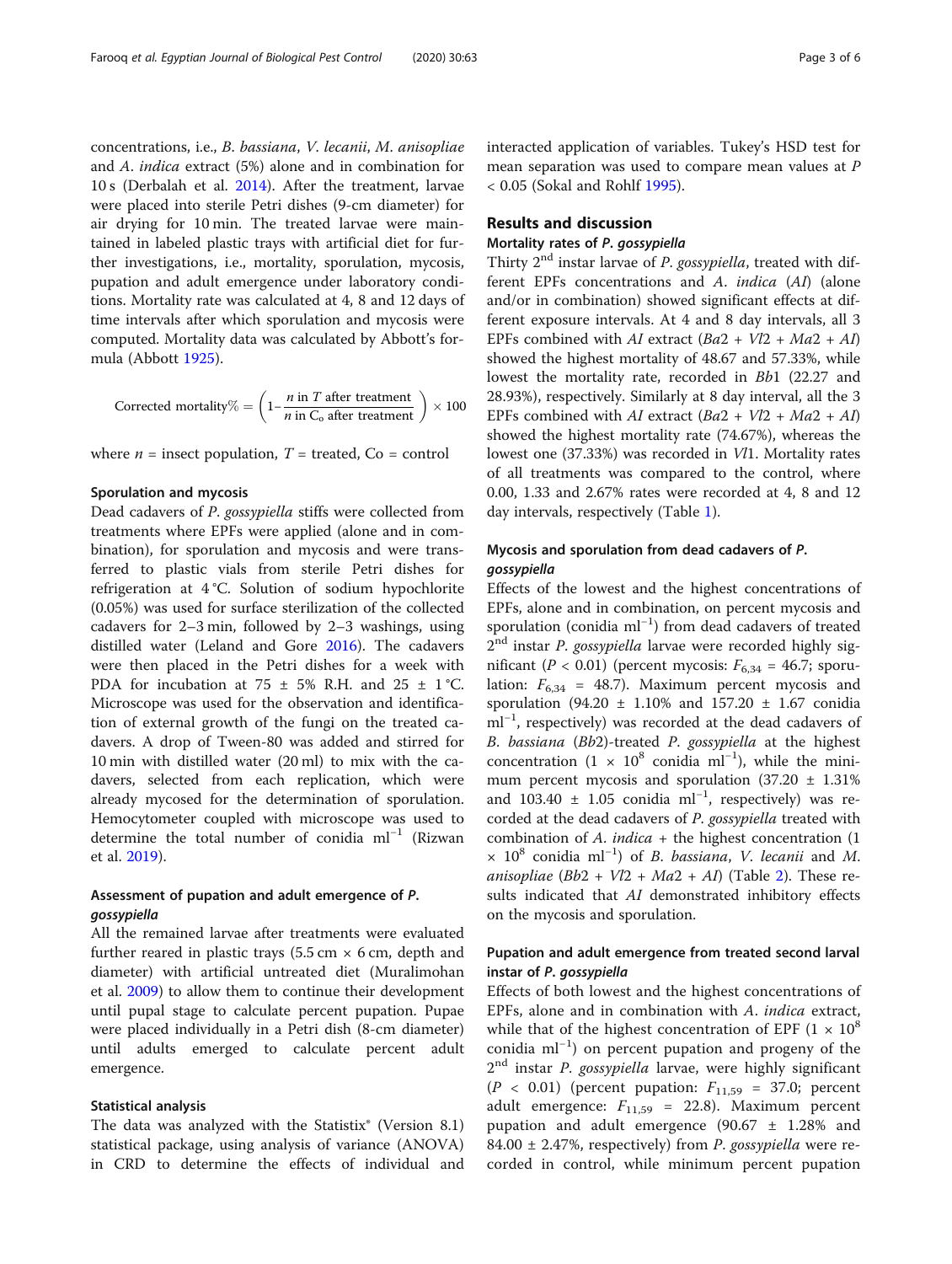concentrations, i.e., *B. bassiana*, *V. lecanii*, *M. anisopliae* and *A. indica* extract (5%) alone and in combination for 10 s (Derbalah et al. 2014). After the treatment, larvae were placed into sterile Petri dishes (9-cm diameter) for air drying for 10 min. The treated larvae were maintained in labeled plastic trays with artificial diet for further investigations, i.e., mortality, sporulation, mycosis, pupation and adult emergence under laboratory conditions. Mortality rate was calculated at 4, 8 and 12 days of time intervals after which sporulation and mycosis were computed. Mortality data was calculated by Abbott's formula (Abbott 1925).

$$\text{Corrected mortality\%} = \left(1 - \frac{n \text{ in } T \text{ after treatment}}{n \text{ in } C_o \text{ after treatment}}\right) \times 100$$

where $n$ = insect population, $T$ = treated, Co = control

#### Sporulation and mycosis

Dead cadavers of *P. gossypiella* stiffs were collected from treatments where EPFs were applied (alone and in combination), for sporulation and mycosis and were transferred to plastic vials from sterile Petri dishes for refrigeration at 4 °C. Solution of sodium hypochlorite (0.05%) was used for surface sterilization of the collected cadavers for 2–3 min, followed by 2–3 washings, using distilled water (Leland and Gore 2016). The cadavers were then placed in the Petri dishes for a week with PDA for incubation at 75 ± 5% R.H. and 25 ± 1 °C. Microscope was used for the observation and identification of external growth of the fungi on the treated cadavers. A drop of Tween-80 was added and stirred for 10 min with distilled water (20 ml) to mix with the cadavers, selected from each replication, which were already mycosed for the determination of sporulation. Hemocytometer coupled with microscope was used to determine the total number of conidia $ml^{-1}$ (Rizwan et al. 2019).

#### Assessment of pupation and adult emergence of *P. gossypiella*

All the remained larvae after treatments were evaluated further reared in plastic trays (5.5 cm × 6 cm, depth and diameter) with artificial untreated diet (Muralimohan et al. 2009) to allow them to continue their development until pupal stage to calculate percent pupation. Pupae were placed individually in a Petri dish (8-cm diameter) until adults emerged to calculate percent adult emergence.

#### Statistical analysis

The data was analyzed with the Statistix® (Version 8.1) statistical package, using analysis of variance (ANOVA) in CRD to determine the effects of individual and interacted application of variables. Tukey's HSD test for mean separation was used to compare mean values at $P < 0.05$ (Sokal and Rohlf 1995).

## Results and discussion

### Mortality rates of *P. gossypiella*

Thirty 2nd instar larvae of *P. gossypiella*, treated with different EPFs concentrations and *A. indica* (*AI*) (alone and/or in combination) showed significant effects at different exposure intervals. At 4 and 8 day intervals, all 3 EPFs combined with *AI* extract (*Ba*2 + *Vl*2 + *Ma*2 + *AI*) showed the highest mortality of 48.67 and 57.33%, while lowest the mortality rate, recorded in *Bb*1 (22.27 and 28.93%), respectively. Similarly at 8 day interval, all the 3 EPFs combined with *AI* extract (*Ba*2 + *Vl*2 + *Ma*2 + *AI*) showed the highest mortality rate (74.67%), whereas the lowest one (37.33%) was recorded in *Vl*1. Mortality rates of all treatments was compared to the control, where 0.00, 1.33 and 2.67% rates were recorded at 4, 8 and 12 day intervals, respectively (Table 1).

### Mycosis and sporulation from dead cadavers of *P. gossypiella*

Effects of the lowest and the highest concentrations of EPFs, alone and in combination, on percent mycosis and sporulation (conidia $ml^{-1}$) from dead cadavers of treated 2nd instar *P. gossypiella* larvae were recorded highly significant ($P < 0.01$) (percent mycosis: $F_{6,34} = 46.7$; sporulation: $F_{6,34} = 48.7$). Maximum percent mycosis and sporulation (94.20 ± 1.10% and 157.20 ± 1.67 conidia $ml^{-1}$, respectively) was recorded at the dead cadavers of *B. bassiana* (*Bb*2)-treated *P. gossypiella* at the highest concentration ($1 \times 10^8$ conidia $ml^{-1}$), while the minimum percent mycosis and sporulation (37.20 ± 1.31% and 103.40 ± 1.05 conidia $ml^{-1}$, respectively) was recorded at the dead cadavers of *P. gossypiella* treated with combination of *A. indica* + the highest concentration ($1 \times 10^8$ conidia $ml^{-1}$) of *B. bassiana*, *V. lecanii* and *M. anisopliae* (*Bb*2 + *Vl*2 + *Ma*2 + *AI*) (Table 2). These results indicated that *AI* demonstrated inhibitory effects on the mycosis and sporulation.

### Pupation and adult emergence from treated second larval instar of *P. gossypiella*

Effects of both lowest and the highest concentrations of EPFs, alone and in combination with *A. indica* extract, while that of the highest concentration of EPF ($1 \times 10^8$ conidia $ml^{-1}$) on percent pupation and progeny of the 2nd instar *P. gossypiella* larvae, were highly significant ($P < 0.01$) (percent pupation: $F_{11,59} = 37.0$; percent adult emergence: $F_{11,59} = 22.8$). Maximum percent pupation and adult emergence (90.67 ± 1.28% and 84.00 ± 2.47%, respectively) from *P. gossypiella* were recorded in control, while minimum percent pupation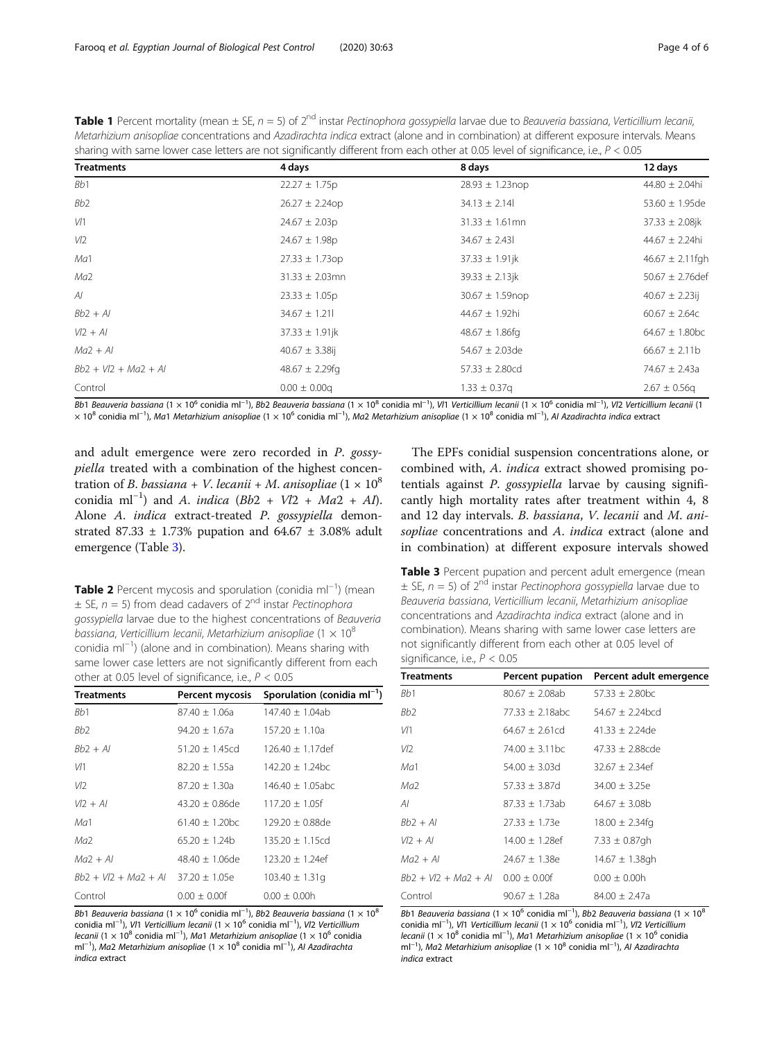**Table 1** Percent mortality (mean ± SE, $n = 5$) of 2[nd] instar *Pectinophora gossypiella* larvae due to *Beauveria bassiana*, *Verticillium lecanii*, *Metarhizium anisopliae* concentrations and *Azadirachta indica* extract (alone and in combination) at different exposure intervals. Means sharing with same lower case letters are not significantly different from each other at 0.05 level of significance, i.e., $P < 0.05$

| Treatments | 4 days | 8 days | 12 days |
|---|---|---|---|
| *Bb*1 | 22.27 ± 1.75p | 28.93 ± 1.23nop | 44.80 ± 2.04hi |
| *Bb*2 | 26.27 ± 2.24op | 34.13 ± 2.14l | 53.60 ± 1.95de |
| *Vl*1 | 24.67 ± 2.03p | 31.33 ± 1.61mn | 37.33 ± 2.08jk |
| *Vl*2 | 24.67 ± 1.98p | 34.67 ± 2.43l | 44.67 ± 2.24hi |
| *Ma*1 | 27.33 ± 1.73op | 37.33 ± 1.91jk | 46.67 ± 2.11fgh |
| *Ma*2 | 31.33 ± 2.03mn | 39.33 ± 2.13jk | 50.67 ± 2.76def |
| *AI* | 23.33 ± 1.05p | 30.67 ± 1.59nop | 40.67 ± 2.23ij |
| *Bb*2 + *AI* | 34.67 ± 1.21l | 44.67 ± 1.92hi | 60.67 ± 2.64c |
| *Vl*2 + *AI* | 37.33 ± 1.91jk | 48.67 ± 1.86fg | 64.67 ± 1.80bc |
| *Ma*2 + *AI* | 40.67 ± 3.38ij | 54.67 ± 2.03de | 66.67 ± 2.11b |
| *Bb*2 + *Vl*2 + *Ma*2 + *AI* | 48.67 ± 2.29fg | 57.33 ± 2.80cd | 74.67 ± 2.43a |
| Control | 0.00 ± 0.00q | 1.33 ± 0.37q | 2.67 ± 0.56q |

*Bb*1 *Beauveria bassiana* ($1 \times 10^6$ conidia ml$^{-1}$), *Bb*2 *Beauveria bassiana* ($1 \times 10^8$ conidia ml$^{-1}$), *Vl*1 *Verticillium lecanii* ($1 \times 10^6$ conidia ml$^{-1}$), *Vl*2 *Verticillium lecanii* ($1 \times 10^8$ conidia ml$^{-1}$), *Ma*1 *Metarhizium anisopliae* ($1 \times 10^6$ conidia ml$^{-1}$), *Ma*2 *Metarhizium anisopliae* ($1 \times 10^8$ conidia ml$^{-1}$), *AI Azadirachta indica* extract

and adult emergence were zero recorded in *P. gossypiella* treated with a combination of the highest concentration of *B. bassiana* + *V. lecanii* + *M. anisopliae* ($1 \times 10^8$ conidia ml$^{-1}$) and *A. indica* (*Bb*2 + *Vl*2 + *Ma*2 + *AI*). Alone *A. indica* extract-treated *P. gossypiella* demonstrated 87.33 ± 1.73% pupation and 64.67 ± 3.08% adult emergence (Table 3).

**Table 2** Percent mycosis and sporulation (conidia ml$^{-1}$) (mean ± SE, $n = 5$) from dead cadavers of 2[nd] instar *Pectinophora gossypiella* larvae due to the highest concentrations of *Beauveria bassiana*, *Verticillium lecanii*, *Metarhizium anisopliae* ($1 \times 10^8$ conidia ml$^{-1}$) (alone and in combination). Means sharing with same lower case letters are not significantly different from each other at 0.05 level of significance, i.e., $P < 0.05$

| Treatments | Percent mycosis | Sporulation (conidia ml$^{-1}$) |
|---|---|---|
| *Bb*1 | 87.40 ± 1.06a | 147.40 ± 1.04ab |
| *Bb*2 | 94.20 ± 1.67a | 157.20 ± 1.10a |
| *Bb*2 + *AI* | 51.20 ± 1.45cd | 126.40 ± 1.17def |
| *Vl*1 | 82.20 ± 1.55a | 142.20 ± 1.24bc |
| *Vl*2 | 87.20 ± 1.30a | 146.40 ± 1.05abc |
| *Vl*2 + *AI* | 43.20 ± 0.86de | 117.20 ± 1.05f |
| *Ma*1 | 61.40 ± 1.20bc | 129.20 ± 0.88de |
| *Ma*2 | 65.20 ± 1.24b | 135.20 ± 1.15cd |
| *Ma*2 + *AI* | 48.40 ± 1.06de | 123.20 ± 1.24ef |
| *Bb*2 + *Vl*2 + *Ma*2 + *AI* | 37.20 ± 1.05e | 103.40 ± 1.31g |
| Control | 0.00 ± 0.00f | 0.00 ± 0.00h |

*Bb*1 *Beauveria bassiana* ($1 \times 10^6$ conidia ml$^{-1}$), *Bb*2 *Beauveria bassiana* ($1 \times 10^8$ conidia ml$^{-1}$), *Vl*1 *Verticillium lecanii* ($1 \times 10^6$ conidia ml$^{-1}$), *Vl*2 *Verticillium lecanii* ($1 \times 10^8$ conidia ml$^{-1}$), *Ma*1 *Metarhizium anisopliae* ($1 \times 10^6$ conidia ml$^{-1}$), *Ma*2 *Metarhizium anisopliae* ($1 \times 10^8$ conidia ml$^{-1}$), *AI Azadirachta indica* extract

The EPFs conidial suspension concentrations alone, or combined with, *A. indica* extract showed promising potentials against *P. gossypiella* larvae by causing significantly high mortality rates after treatment within 4, 8 and 12 day intervals. *B. bassiana*, *V. lecanii* and *M. anisopliae* concentrations and *A. indica* extract (alone and in combination) at different exposure intervals showed

**Table 3** Percent pupation and percent adult emergence (mean ± SE, $n = 5$) of 2[nd] instar *Pectinophora gossypiella* larvae due to *Beauveria bassiana*, *Verticillium lecanii*, *Metarhizium anisopliae* concentrations and *Azadirachta indica* extract (alone and in combination). Means sharing with same lower case letters are not significantly different from each other at 0.05 level of significance, i.e., $P < 0.05$

| Treatments | Percent pupation | Percent adult emergence |
|---|---|---|
| *Bb*1 | 80.67 ± 2.08ab | 57.33 ± 2.80bc |
| *Bb*2 | 77.33 ± 2.18abc | 54.67 ± 2.24bcd |
| *Vl*1 | 64.67 ± 2.61cd | 41.33 ± 2.24de |
| *Vl*2 | 74.00 ± 3.11bc | 47.33 ± 2.88cde |
| *Ma*1 | 54.00 ± 3.03d | 32.67 ± 2.34ef |
| *Ma*2 | 57.33 ± 3.87d | 34.00 ± 3.25e |
| *AI* | 87.33 ± 1.73ab | 64.67 ± 3.08b |
| *Bb*2 + *AI* | 27.33 ± 1.73e | 18.00 ± 2.34fg |
| *Vl*2 + *AI* | 14.00 ± 1.28ef | 7.33 ± 0.87gh |
| *Ma*2 + *AI* | 24.67 ± 1.38e | 14.67 ± 1.38gh |
| *Bb*2 + *Vl*2 + *Ma*2 + *AI* | 0.00 ± 0.00f | 0.00 ± 0.00h |
| Control | 90.67 ± 1.28a | 84.00 ± 2.47a |

*Bb*1 *Beauveria bassiana* ($1 \times 10^6$ conidia ml$^{-1}$), *Bb*2 *Beauveria bassiana* ($1 \times 10^8$ conidia ml$^{-1}$), *Vl*1 *Verticillium lecanii* ($1 \times 10^6$ conidia ml$^{-1}$), *Vl*2 *Verticillium lecanii* ($1 \times 10^8$ conidia ml$^{-1}$), *Ma*1 *Metarhizium anisopliae* ($1 \times 10^6$ conidia ml$^{-1}$), *Ma*2 *Metarhizium anisopliae* ($1 \times 10^8$ conidia ml$^{-1}$), *AI Azadirachta indica* extract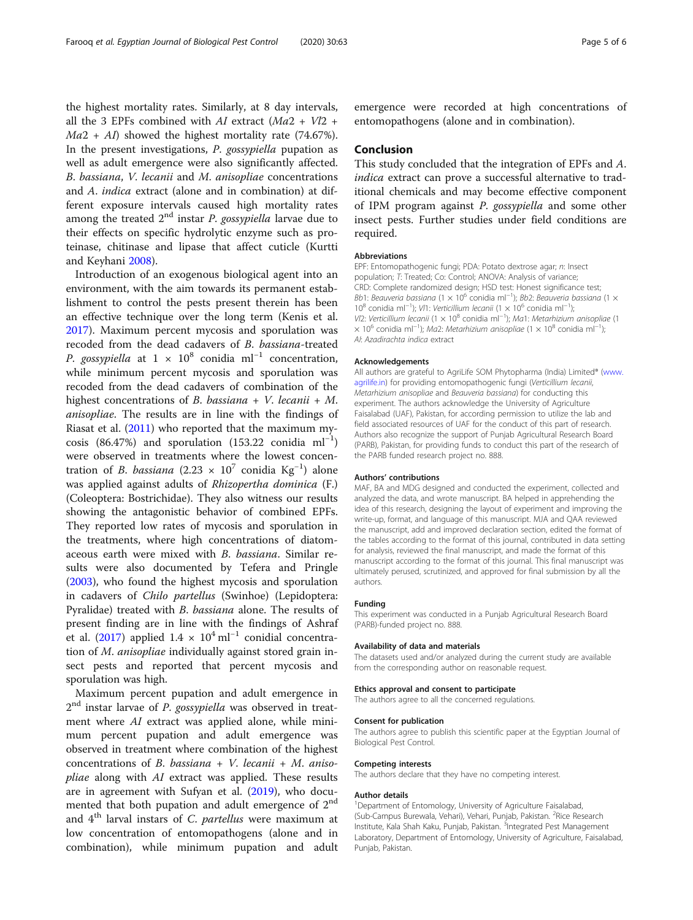the highest mortality rates. Similarly, at 8 day intervals, all the 3 EPFs combined with *AI* extract (*Ma*2 + *Vl*2 + *Ma*2 + *AI*) showed the highest mortality rate (74.67%). In the present investigations, *P. gossypiella* pupation as well as adult emergence were also significantly affected. *B. bassiana*, *V. lecanii* and *M. anisopliae* concentrations and *A. indica* extract (alone and in combination) at different exposure intervals caused high mortality rates among the treated 2[nd] instar *P. gossypiella* larvae due to their effects on specific hydrolytic enzyme such as proteinase, chitinase and lipase that affect cuticle (Kurtti and Keyhani 2008).

Introduction of an exogenous biological agent into an environment, with the aim towards its permanent establishment to control the pests present therein has been an effective technique over the long term (Kenis et al. 2017). Maximum percent mycosis and sporulation was recoded from the dead cadavers of *B. bassiana*-treated *P. gossypiella* at $1 \times 10^8$ conidia ml$^{-1}$ concentration, while minimum percent mycosis and sporulation was recoded from the dead cadavers of combination of the highest concentrations of *B. bassiana* + *V. lecanii* + *M. anisopliae*. The results are in line with the findings of Riasat et al. (2011) who reported that the maximum mycosis (86.47%) and sporulation (153.22 conidia ml$^{-1}$) were observed in treatments where the lowest concentration of *B. bassiana* ($2.23 \times 10^7$ conidia Kg$^{-1}$) alone was applied against adults of *Rhizopertha dominica* (F.) (Coleoptera: Bostrichidae). They also witness our results showing the antagonistic behavior of combined EPFs. They reported low rates of mycosis and sporulation in the treatments, where high concentrations of diatomaceous earth were mixed with *B. bassiana*. Similar results were also documented by Tefera and Pringle (2003), who found the highest mycosis and sporulation in cadavers of *Chilo partellus* (Swinhoe) (Lepidoptera: Pyralidae) treated with *B. bassiana* alone. The results of present finding are in line with the findings of Ashraf et al. (2017) applied $1.4 \times 10^4$ ml$^{-1}$ conidial concentration of *M. anisopliae* individually against stored grain insect pests and reported that percent mycosis and sporulation was high.

Maximum percent pupation and adult emergence in 2[nd] instar larvae of *P. gossypiella* was observed in treatment where *AI* extract was applied alone, while minimum percent pupation and adult emergence was observed in treatment where combination of the highest concentrations of *B. bassiana* + *V. lecanii* + *M. anisopliae* along with *AI* extract was applied. These results are in agreement with Sufyan et al. (2019), who documented that both pupation and adult emergence of 2[nd] and 4[th] larval instars of *C. partellus* were maximum at low concentration of entomopathogens (alone and in combination), while minimum pupation and adult emergence were recorded at high concentrations of entomopathogens (alone and in combination).

## Conclusion

This study concluded that the integration of EPFs and *A. indica* extract can prove a successful alternative to traditional chemicals and may become effective component of IPM program against *P. gossypiella* and some other insect pests. Further studies under field conditions are required.

### Abbreviations

EPF: Entomopathogenic fungi; PDA: Potato dextrose agar; *n*: Insect population; *T*: Treated; Co: Control; ANOVA: Analysis of variance; CRD: Complete randomized design; HSD test: Honest significance test; *Bb*1: *Beauveria bassiana* ($1 \times 10^6$ conidia ml$^{-1}$); *Bb*2: *Beauveria bassiana* ($1 \times 10^8$ conidia ml$^{-1}$); *Vl*1: *Verticillium lecanii* ($1 \times 10^6$ conidia ml$^{-1}$); *Vl*2: *Verticillium lecanii* ($1 \times 10^8$ conidia ml$^{-1}$); *Ma*1: *Metarhizium anisopliae* ($1 \times 10^6$ conidia ml$^{-1}$); *Ma*2: *Metarhizium anisopliae* ($1 \times 10^8$ conidia ml$^{-1}$); *AI*: *Azadirachta indica* extract

### Acknowledgements

All authors are grateful to AgriLife SOM Phytopharma (India) Limited® (www.agrilife.in) for providing entomopathogenic fungi (*Verticillium lecanii*, *Metarhizium anisopliae* and *Beauveria bassiana*) for conducting this experiment. The authors acknowledge the University of Agriculture Faisalabad (UAF), Pakistan, for according permission to utilize the lab and field associated resources of UAF for the conduct of this part of research. Authors also recognize the support of Punjab Agricultural Research Board (PARB), Pakistan, for providing funds to conduct this part of the research of the PARB funded research project no. 888.

### Authors' contributions

MAF, BA and MDG designed and conducted the experiment, collected and analyzed the data, and wrote manuscript. BA helped in apprehending the idea of this research, designing the layout of experiment and improving the write-up, format, and language of this manuscript. MJA and QAA reviewed the manuscript, add and improved declaration section, edited the format of the tables according to the format of this journal, contributed in data setting for analysis, reviewed the final manuscript, and made the format of this manuscript according to the format of this journal. This final manuscript was ultimately perused, scrutinized, and approved for final submission by all the authors.

### Funding

This experiment was conducted in a Punjab Agricultural Research Board (PARB)-funded project no. 888.

### Availability of data and materials

The datasets used and/or analyzed during the current study are available from the corresponding author on reasonable request.

### Ethics approval and consent to participate

The authors agree to all the concerned regulations.

### Consent for publication

The authors agree to publish this scientific paper at the Egyptian Journal of Biological Pest Control.

### Competing interests

The authors declare that they have no competing interest.

### Author details

[1]Department of Entomology, University of Agriculture Faisalabad, (Sub-Campus Burewala, Vehari), Vehari, Punjab, Pakistan. [2]Rice Research Institute, Kala Shah Kaku, Punjab, Pakistan. [3]Integrated Pest Management Laboratory, Department of Entomology, University of Agriculture, Faisalabad, Punjab, Pakistan.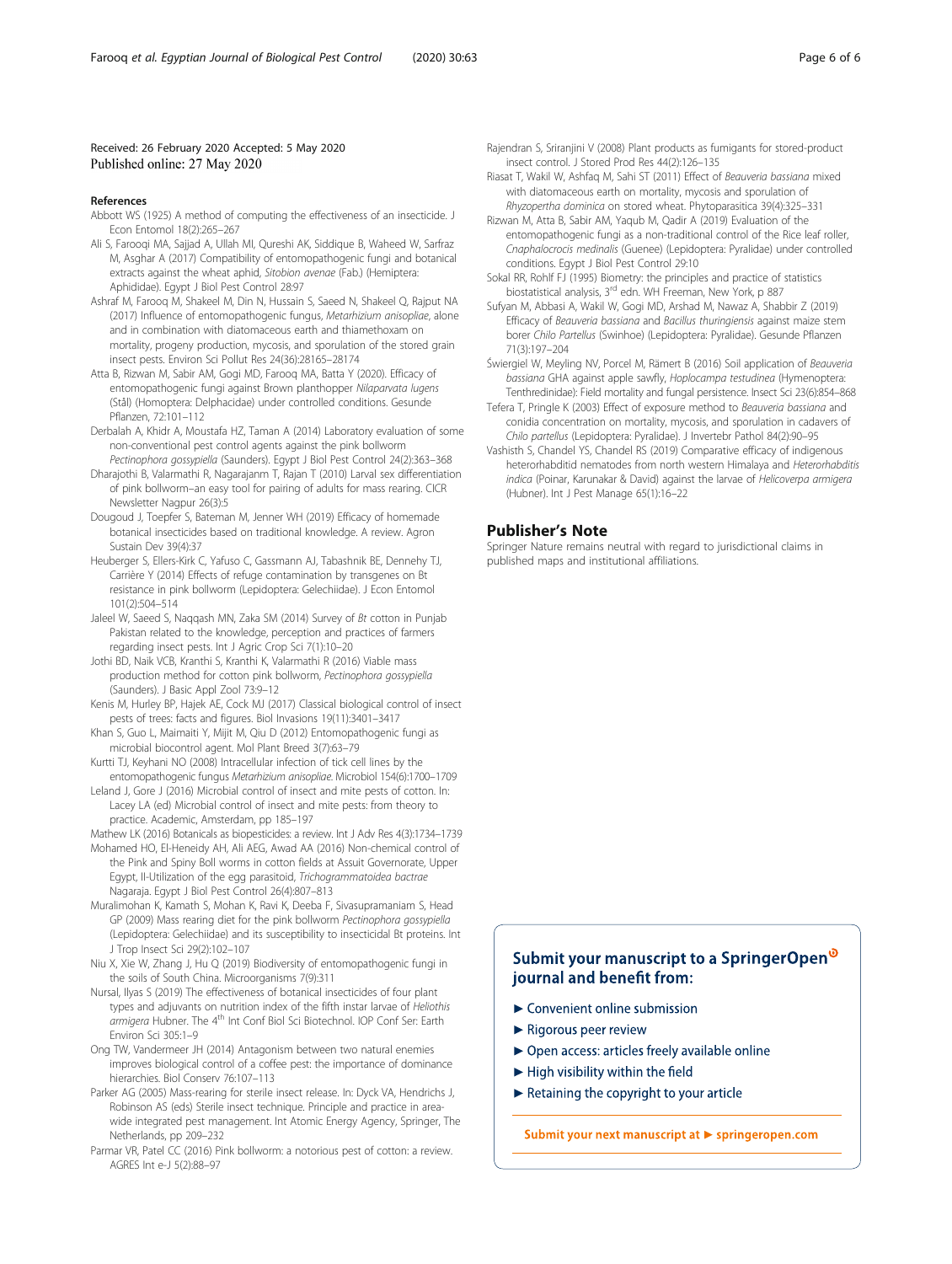Received: 26 February 2020 Accepted: 5 May 2020
Published online: 27 May 2020

## References

Abbott WS (1925) A method of computing the effectiveness of an insecticide. J Econ Entomol 18(2):265–267

Ali S, Farooqi MA, Sajjad A, Ullah MI, Qureshi AK, Siddique B, Waheed W, Sarfraz M, Asghar A (2017) Compatibility of entomopathogenic fungi and botanical extracts against the wheat aphid, *Sitobion avenae* (Fab.) (Hemiptera: Aphididae). Egypt J Biol Pest Control 28:97

Ashraf M, Farooq M, Shakeel M, Din N, Hussain S, Saeed N, Shakeel Q, Rajput NA (2017) Influence of entomopathogenic fungus, *Metarhizium anisopliae*, alone and in combination with diatomaceous earth and thiamethoxam on mortality, progeny production, mycosis, and sporulation of the stored grain insect pests. Environ Sci Pollut Res 24(36):28165–28174

Atta B, Rizwan M, Sabir AM, Gogi MD, Farooq MA, Batta Y (2020). Efficacy of entomopathogenic fungi against Brown planthopper *Nilaparvata lugens* (Stål) (Homoptera: Delphacidae) under controlled conditions. Gesunde Pflanzen, 72:101–112

Derbalah A, Khidr A, Moustafa HZ, Taman A (2014) Laboratory evaluation of some non-conventional pest control agents against the pink bollworm *Pectinophora gossypiella* (Saunders). Egypt J Biol Pest Control 24(2):363–368

Dharajothi B, Valarmathi R, Nagarajanm T, Rajan T (2010) Larval sex differentiation of pink bollworm–an easy tool for pairing of adults for mass rearing. CICR Newsletter Nagpur 26(3):5

Dougoud J, Toepfer S, Bateman M, Jenner WH (2019) Efficacy of homemade botanical insecticides based on traditional knowledge. A review. Agron Sustain Dev 39(4):37

Heuberger S, Ellers-Kirk C, Yafuso C, Gassmann AJ, Tabashnik BE, Dennehy TJ, Carrière Y (2014) Effects of refuge contamination by transgenes on Bt resistance in pink bollworm (Lepidoptera: Gelechiidae). J Econ Entomol 101(2):504–514

Jaleel W, Saeed S, Naqqash MN, Zaka SM (2014) Survey of *Bt* cotton in Punjab Pakistan related to the knowledge, perception and practices of farmers regarding insect pests. Int J Agric Crop Sci 7(1):10–20

Jothi BD, Naik VCB, Kranthi S, Kranthi K, Valarmathi R (2016) Viable mass production method for cotton pink bollworm, *Pectinophora gossypiella* (Saunders). J Basic Appl Zool 73:9–12

Kenis M, Hurley BP, Hajek AE, Cock MJ (2017) Classical biological control of insect pests of trees: facts and figures. Biol Invasions 19(11):3401–3417

Khan S, Guo L, Maimaiti Y, Mijit M, Qiu D (2012) Entomopathogenic fungi as microbial biocontrol agent. Mol Plant Breed 3(7):63–79

Kurtti TJ, Keyhani NO (2008) Intracellular infection of tick cell lines by the entomopathogenic fungus *Metarhizium anisopliae*. Microbiol 154(6):1700–1709

Leland J, Gore J (2016) Microbial control of insect and mite pests of cotton. In: Lacey LA (ed) Microbial control of insect and mite pests: from theory to practice. Academic, Amsterdam, pp 185–197

Mathew LK (2016) Botanicals as biopesticides: a review. Int J Adv Res 4(3):1734–1739

Mohamed HO, El-Heneidy AH, Ali AEG, Awad AA (2016) Non-chemical control of the Pink and Spiny Boll worms in cotton fields at Assuit Governorate, Upper Egypt, II-Utilization of the egg parasitoid, *Trichogrammatoidea bactrae* Nagaraja. Egypt J Biol Pest Control 26(4):807–813

Muralimohan K, Kamath S, Mohan K, Ravi K, Deeba F, Sivasupramaniam S, Head GP (2009) Mass rearing diet for the pink bollworm *Pectinophora gossypiella* (Lepidoptera: Gelechiidae) and its susceptibility to insecticidal Bt proteins. Int J Trop Insect Sci 29(2):102–107

Niu X, Xie W, Zhang J, Hu Q (2019) Biodiversity of entomopathogenic fungi in the soils of South China. Microorganisms 7(9):311

Nursal, Ilyas S (2019) The effectiveness of botanical insecticides of four plant types and adjuvants on nutrition index of the fifth instar larvae of *Heliothis armigera* Hubner. The 4th Int Conf Biol Sci Biotechnol. IOP Conf Ser: Earth Environ Sci 305:1–9

Ong TW, Vandermeer JH (2014) Antagonism between two natural enemies improves biological control of a coffee pest: the importance of dominance hierarchies. Biol Conserv 76:107–113

Parker AG (2005) Mass-rearing for sterile insect release. In: Dyck VA, Hendrichs J, Robinson AS (eds) Sterile insect technique. Principle and practice in area-wide integrated pest management. Int Atomic Energy Agency, Springer, The Netherlands, pp 209–232

Parmar VR, Patel CC (2016) Pink bollworm: a notorious pest of cotton: a review. AGRES Int e-J 5(2):88–97

Rajendran S, Sriranjini V (2008) Plant products as fumigants for stored-product insect control. J Stored Prod Res 44(2):126–135

Riasat T, Wakil W, Ashfaq M, Sahi ST (2011) Effect of *Beauveria bassiana* mixed with diatomaceous earth on mortality, mycosis and sporulation of *Rhyzopertha dominica* on stored wheat. Phytoparasitica 39(4):325–331

Rizwan M, Atta B, Sabir AM, Yaqub M, Qadir A (2019) Evaluation of the entomopathogenic fungi as a non-traditional control of the Rice leaf roller, *Cnaphalocrocis medinalis* (Guenee) (Lepidoptera: Pyralidae) under controlled conditions. Egypt J Biol Pest Control 29:10

Sokal RR, Rohlf FJ (1995) Biometry: the principles and practice of statistics biostatistical analysis, 3rd edn. WH Freeman, New York, p 887

Sufyan M, Abbasi A, Wakil W, Gogi MD, Arshad M, Nawaz A, Shabbir Z (2019) Efficacy of *Beauveria bassiana* and *Bacillus thuringiensis* against maize stem borer *Chilo Partellus* (Swinhoe) (Lepidoptera: Pyralidae). Gesunde Pflanzen 71(3):197–204

Świergiel W, Meyling NV, Porcel M, Rämert B (2016) Soil application of *Beauveria bassiana* GHA against apple sawfly, *Hoplocampa testudinea* (Hymenoptera: Tenthredinidae): Field mortality and fungal persistence. Insect Sci 23(6):854–868

Tefera T, Pringle K (2003) Effect of exposure method to *Beauveria bassiana* and conidia concentration on mortality, mycosis, and sporulation in cadavers of *Chilo partellus* (Lepidoptera: Pyralidae). J Invertebr Pathol 84(2):90–95

Vashisth S, Chandel YS, Chandel RS (2019) Comparative efficacy of indigenous heterorhabditid nematodes from north western Himalaya and *Heterorhabditis indica* (Poinar, Karunakar & David) against the larvae of *Helicoverpa armigera* (Hubner). Int J Pest Manage 65(1):16–22

## Publisher's Note

Springer Nature remains neutral with regard to jurisdictional claims in published maps and institutional affiliations.

**Submit your manuscript to a SpringerOpen journal and benefit from:**

- Convenient online submission
- Rigorous peer review
- Open access: articles freely available online
- High visibility within the field
- Retaining the copyright to your article

Submit your next manuscript at ▶ springeropen.com